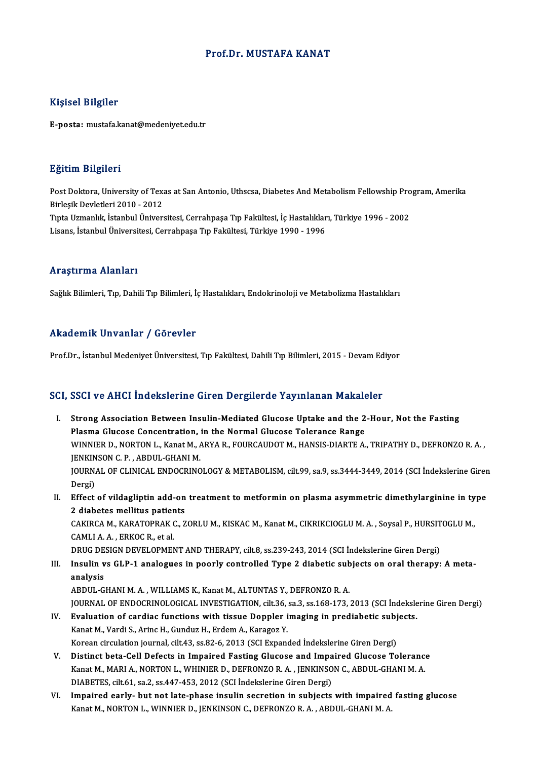# Prof.Dr. MUSTAFA KANAT

## Kişisel Bilgiler

**E-posta:** mustafa.kanat@medeniyet.edu.tr

## Eğitim Bilgileri

Post Doktora, University of Texas at San Antonio, Uthscsa, Diabetes And Metabolism Fellowship Program, Amerika Birleşik Devletleri 2010 - 2012
Tıpta Uzmanlık, İstanbul Üniversitesi, Cerrahpaşa Tıp Fakültesi, İç Hastalıkları, Türkiye 1996 - 2002
Lisans, İstanbul Üniversitesi, Cerrahpaşa Tıp Fakültesi, Türkiye 1990 - 1996

## Araştırma Alanları

Sağlık Bilimleri, Tıp, Dahili Tıp Bilimleri, İç Hastalıkları, Endokrinoloji ve Metabolizma Hastalıkları

## Akademik Unvanlar / Görevler

Prof.Dr., İstanbul Medeniyet Üniversitesi, Tıp Fakültesi, Dahili Tıp Bilimleri, 2015 - Devam Ediyor

## SCI, SSCI ve AHCI İndekslerine Giren Dergilerde Yayınlanan Makaleler

I. **Strong Association Between Insulin-Mediated Glucose Uptake and the 2-Hour, Not the Fasting Plasma Glucose Concentration, in the Normal Glucose Tolerance Range**
WINNIER D., NORTON L., Kanat M., ARYA R., FOURCAUDOT M., HANSIS-DIARTE A., TRIPATHY D., DEFRONZO R. A., JENKINSON C. P., ABDUL-GHANI M.
JOURNAL OF CLINICAL ENDOCRINOLOGY & METABOLISM, cilt.99, sa.9, ss.3444-3449, 2014 (SCI İndekslerine Giren Dergi)

II. **Effect of vildagliptin add-on treatment to metformin on plasma asymmetric dimethylarginine in type 2 diabetes mellitus patients**
CAKIRCA M., KARATOPRAK C., ZORLU M., KISKAC M., Kanat M., CIKRIKCIOGLU M. A., Soysal P., HURSITOGLU M., CAMLI A. A., ERKOC R., et al.
DRUG DESIGN DEVELOPMENT AND THERAPY, cilt.8, ss.239-243, 2014 (SCI İndekslerine Giren Dergi)

III. **Insulin vs GLP-1 analogues in poorly controlled Type 2 diabetic subjects on oral therapy: A meta-analysis**
ABDUL-GHANI M. A., WILLIAMS K., Kanat M., ALTUNTAS Y., DEFRONZO R. A.
JOURNAL OF ENDOCRINOLOGICAL INVESTIGATION, cilt.36, sa.3, ss.168-173, 2013 (SCI İndekslerine Giren Dergi)

IV. **Evaluation of cardiac functions with tissue Doppler imaging in prediabetic subjects.**
Kanat M., Vardi S., Arinc H., Gunduz H., Erdem A., Karagoz Y.
Korean circulation journal, cilt.43, ss.82-6, 2013 (SCI Expanded İndekslerine Giren Dergi)

V. **Distinct beta-Cell Defects in Impaired Fasting Glucose and Impaired Glucose Tolerance**
Kanat M., MARI A., NORTON L., WHINIER D., DEFRONZO R. A., JENKINSON C., ABDUL-GHANI M. A.
DIABETES, cilt.61, sa.2, ss.447-453, 2012 (SCI İndekslerine Giren Dergi)

VI. **Impaired early- but not late-phase insulin secretion in subjects with impaired fasting glucose**
Kanat M., NORTON L., WINNIER D., JENKINSON C., DEFRONZO R. A., ABDUL-GHANI M. A.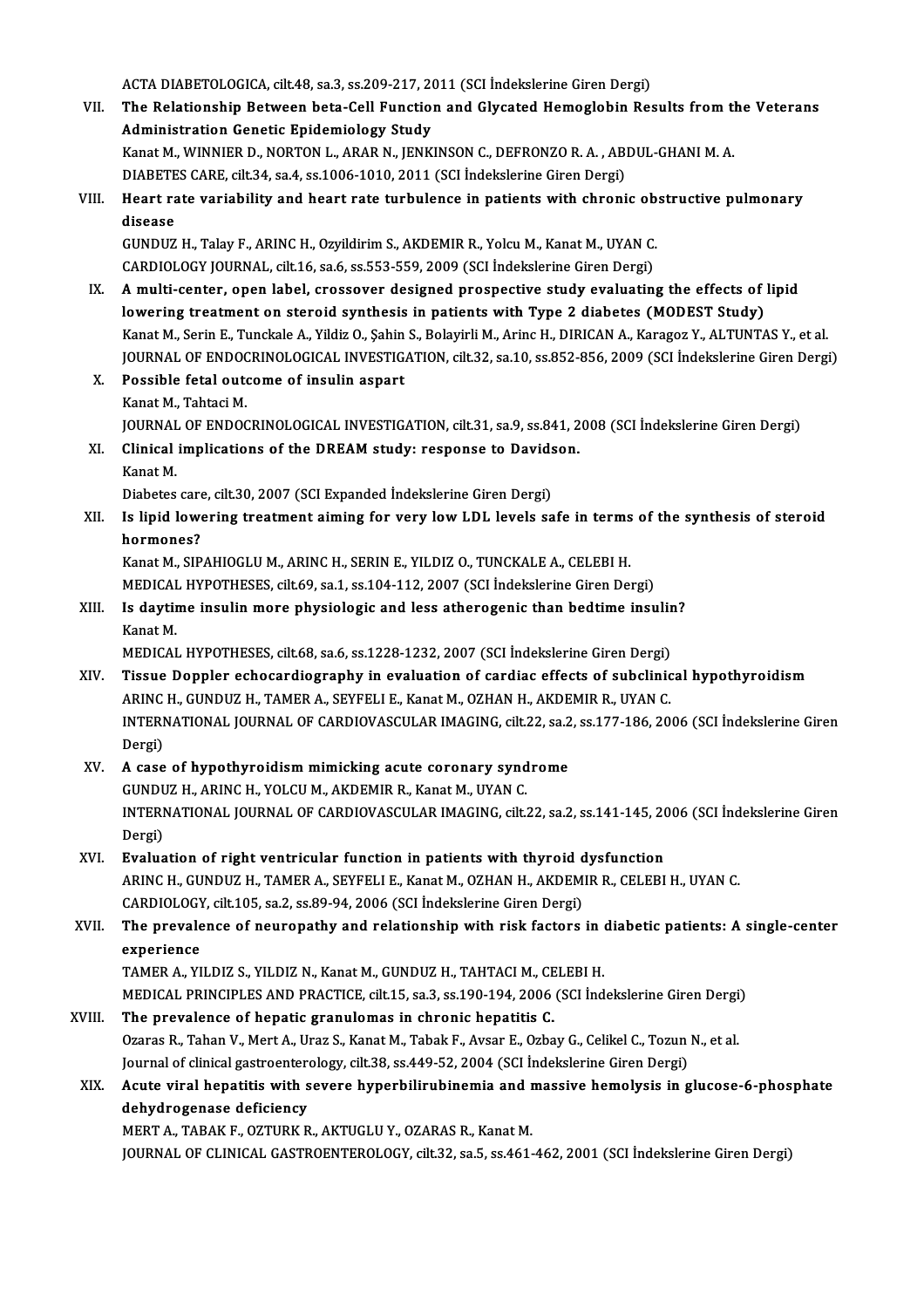ACTA DIABETOLOGICA, cilt.48, sa.3, ss.209-217, 2011 (SCI İndekslerine Giren Dergi)

VII. **The Relationship Between beta-Cell Function and Glycated Hemoglobin Results from the Veterans Administration Genetic Epidemiology Study**
Kanat M., WINNIER D., NORTON L., ARAR N., JENKINSON C., DEFRONZO R. A. , ABDUL-GHANI M. A.
DIABETES CARE, cilt.34, sa.4, ss.1006-1010, 2011 (SCI İndekslerine Giren Dergi)

VIII. **Heart rate variability and heart rate turbulence in patients with chronic obstructive pulmonary disease**
GUNDUZ H., Talay F., ARINC H., Ozyildirim S., AKDEMIR R., Yolcu M., Kanat M., UYAN C.
CARDIOLOGY JOURNAL, cilt.16, sa.6, ss.553-559, 2009 (SCI İndekslerine Giren Dergi)

IX. **A multi-center, open label, crossover designed prospective study evaluating the effects of lipid lowering treatment on steroid synthesis in patients with Type 2 diabetes (MODEST Study)**
Kanat M., Serin E., Tunckale A., Yildiz O., Şahin S., Bolayirli M., Arinc H., DIRICAN A., Karagoz Y., ALTUNTAS Y., et al.
JOURNAL OF ENDOCRINOLOGICAL INVESTIGATION, cilt.32, sa.10, ss.852-856, 2009 (SCI İndekslerine Giren Dergi)

X. **Possible fetal outcome of insulin aspart**
Kanat M., Tahtaci M.
JOURNAL OF ENDOCRINOLOGICAL INVESTIGATION, cilt.31, sa.9, ss.841, 2008 (SCI İndekslerine Giren Dergi)

XI. **Clinical implications of the DREAM study: response to Davidson.**
Kanat M.
Diabetes care, cilt.30, 2007 (SCI Expanded İndekslerine Giren Dergi)

XII. **Is lipid lowering treatment aiming for very low LDL levels safe in terms of the synthesis of steroid hormones?**
Kanat M., SIPAHIOGLU M., ARINC H., SERIN E., YILDIZ O., TUNCKALE A., CELEBI H.
MEDICAL HYPOTHESES, cilt.69, sa.1, ss.104-112, 2007 (SCI İndekslerine Giren Dergi)

XIII. **Is daytime insulin more physiologic and less atherogenic than bedtime insulin?**
Kanat M.
MEDICAL HYPOTHESES, cilt.68, sa.6, ss.1228-1232, 2007 (SCI İndekslerine Giren Dergi)

XIV. **Tissue Doppler echocardiography in evaluation of cardiac effects of subclinical hypothyroidism**
ARINC H., GUNDUZ H., TAMER A., SEYFELI E., Kanat M., OZHAN H., AKDEMIR R., UYAN C.
INTERNATIONAL JOURNAL OF CARDIOVASCULAR IMAGING, cilt.22, sa.2, ss.177-186, 2006 (SCI İndekslerine Giren Dergi)

XV. **A case of hypothyroidism mimicking acute coronary syndrome**
GUNDUZ H., ARINC H., YOLCU M., AKDEMIR R., Kanat M., UYAN C.
INTERNATIONAL JOURNAL OF CARDIOVASCULAR IMAGING, cilt.22, sa.2, ss.141-145, 2006 (SCI İndekslerine Giren Dergi)

XVI. **Evaluation of right ventricular function in patients with thyroid dysfunction**
ARINC H., GUNDUZ H., TAMER A., SEYFELI E., Kanat M., OZHAN H., AKDEMIR R., CELEBI H., UYAN C.
CARDIOLOGY, cilt.105, sa.2, ss.89-94, 2006 (SCI İndekslerine Giren Dergi)

XVII. **The prevalence of neuropathy and relationship with risk factors in diabetic patients: A single-center experience**
TAMER A., YILDIZ S., YILDIZ N., Kanat M., GUNDUZ H., TAHTACI M., CELEBI H.
MEDICAL PRINCIPLES AND PRACTICE, cilt.15, sa.3, ss.190-194, 2006 (SCI İndekslerine Giren Dergi)

XVIII. **The prevalence of hepatic granulomas in chronic hepatitis C.**
Ozaras R., Tahan V., Mert A., Uraz S., Kanat M., Tabak F., Avsar E., Ozbay G., Celikel C., Tozun N., et al.
Journal of clinical gastroenterology, cilt.38, ss.449-52, 2004 (SCI İndekslerine Giren Dergi)

XIX. **Acute viral hepatitis with severe hyperbilirubinemia and massive hemolysis in glucose-6-phosphate dehydrogenase deficiency**
MERT A., TABAK F., OZTURK R., AKTUGLU Y., OZARAS R., Kanat M.
JOURNAL OF CLINICAL GASTROENTEROLOGY, cilt.32, sa.5, ss.461-462, 2001 (SCI İndekslerine Giren Dergi)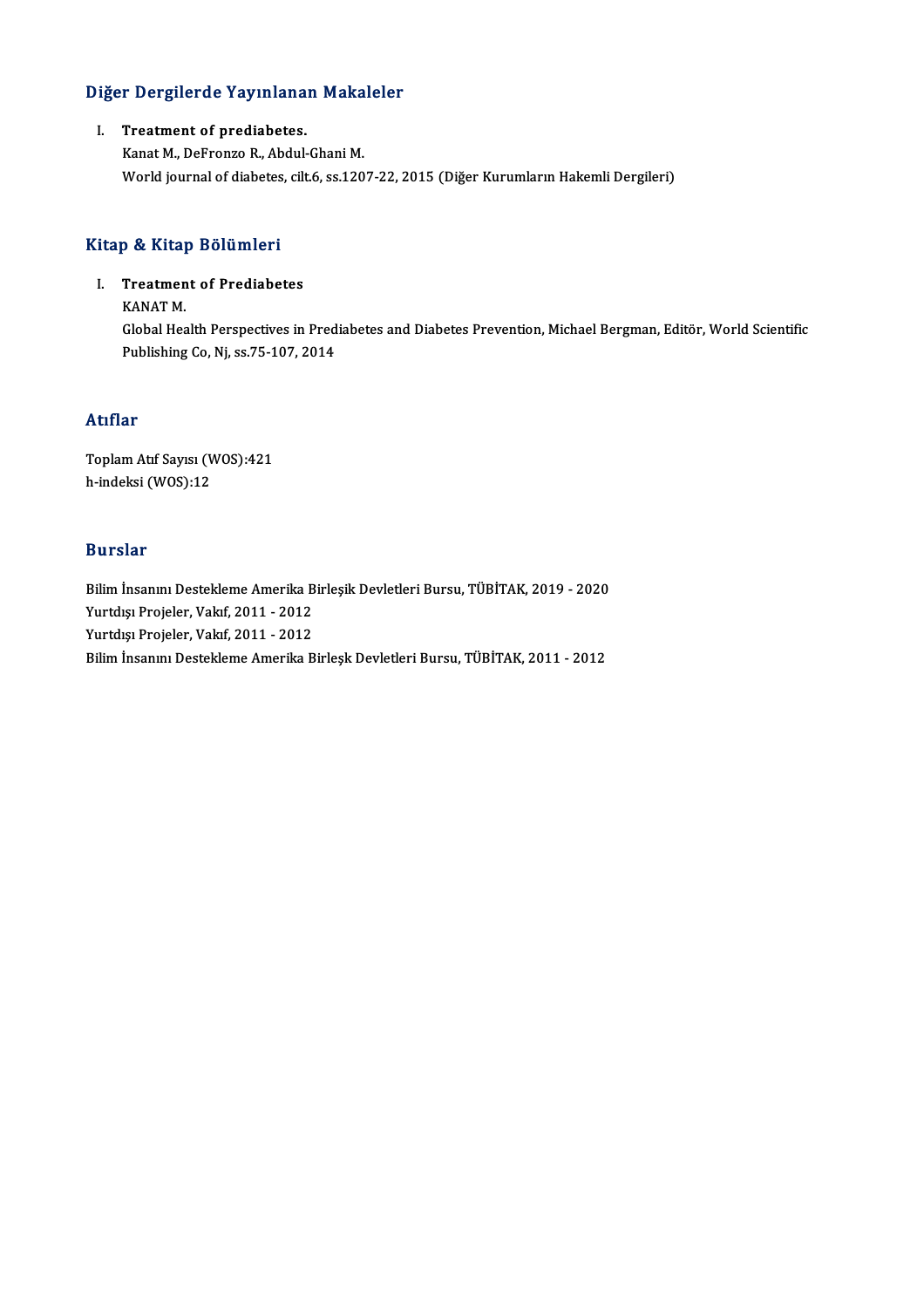## Diğer Dergilerde Yayınlanan Makaleler

I. **Treatment of prediabetes.**
   Kanat M., DeFronzo R., Abdul-Ghani M.
   World journal of diabetes, cilt.6, ss.1207-22, 2015 (Diğer Kurumların Hakemli Dergileri)

## Kitap & Kitap Bölümleri

I. **Treatment of Prediabetes**
   KANAT M.
   Global Health Perspectives in Prediabetes and Diabetes Prevention, Michael Bergman, Editör, World Scientific Publishing Co, Nj, ss.75-107, 2014

## Atıflar

Toplam Atıf Sayısı (WOS):421
h-indeksi (WOS):12

## Burslar

Bilim İnsanını Destekleme Amerika Birleşik Devletleri Bursu, TÜBİTAK, 2019 - 2020
Yurtdışı Projeler, Vakıf, 2011 - 2012
Yurtdışı Projeler, Vakıf, 2011 - 2012
Bilim İnsanını Destekleme Amerika Birleşk Devletleri Bursu, TÜBİTAK, 2011 - 2012